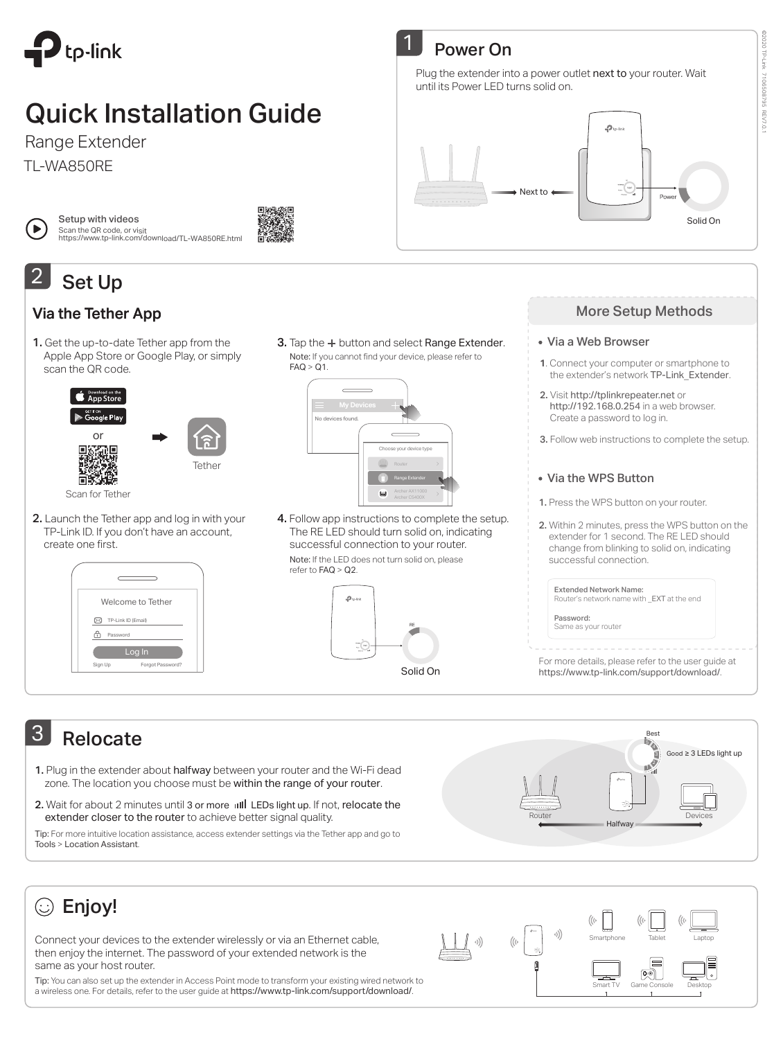tp-link

# Quick Installation Guide

Range Extender

TL-WA850RE

**Setup with videos**
Scan the QR code, or visit https://www.tp-link.com/download/TL-WA850RE.html

## 1 Power On

Plug the extender into a power outlet **next to** your router. Wait until its Power LED turns solid on.

Next to

Power

Solid On

## 2 Set Up

### Via the Tether App

**1.** Get the up-to-date Tether app from the Apple App Store or Google Play, or simply scan the QR code.

Download on the App Store

GET IT ON Google Play

or

Scan for Tether

Tether

**2.** Launch the Tether app and log in with your TP-Link ID. If you don't have an account, create one first.

Welcome to Tether

TP-Link ID (Email)

Password

Log In

Sign Up    Forgot Password?

**3.** Tap the + button and select Range Extender.

Note: If you cannot find your device, please refer to FAQ > Q1.

My Devices

No devices found.

Choose your device type

Router

Range Extender

Archer AX11000
Archer C5400X

**4.** Follow app instructions to complete the setup. The RE LED should turn solid on, indicating successful connection to your router.

Note: If the LED does not turn solid on, please refer to FAQ > Q2.

RE

Solid On

### More Setup Methods

- **Via a Web Browser**

1. Connect your computer or smartphone to the extender's network TP-Link_Extender.
2. Visit http://tplinkrepeater.net or http://192.168.0.254 in a web browser. Create a password to log in.
3. Follow web instructions to complete the setup.

- **Via the WPS Button**

1. Press the WPS button on your router.
2. Within 2 minutes, press the WPS button on the extender for 1 second. The RE LED should change from blinking to solid on, indicating successful connection.

**Extended Network Name:**
Router's network name with _EXT at the end

**Password:**
Same as your router

For more details, please refer to the user guide at https://www.tp-link.com/support/download/.

## 3 Relocate

**1.** Plug in the extender about **halfway** between your router and the Wi-Fi dead zone. The location you choose must be **within the range of your router**.

**2.** Wait for about 2 minutes until 3 or more LEDs light up. If not, **relocate the extender closer to the router** to achieve better signal quality.

Tip: For more intuitive location assistance, access extender settings via the Tether app and go to Tools > Location Assistant.

Best

Good ≥ 3 LEDs light up

Router    Halfway    Devices

## ☺ Enjoy!

Connect your devices to the extender wirelessly or via an Ethernet cable, then enjoy the internet. The password of your extended network is the same as your host router.

Tip: You can also set up the extender in Access Point mode to transform your existing wired network to a wireless one. For details, refer to the user guide at https://www.tp-link.com/support/download/.

Smartphone    Tablet    Laptop

Smart TV    Game Console    Desktop

©2020 TP-Link 7106508795 REV7.0.1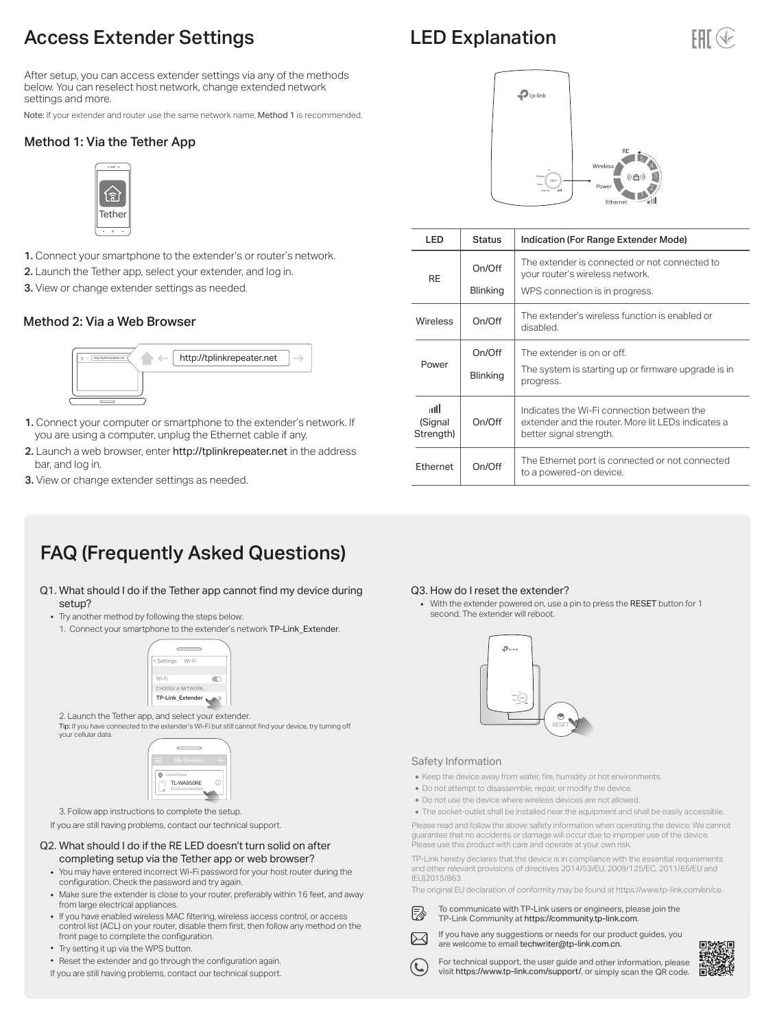# Access Extender Settings

After setup, you can access extender settings via any of the methods below. You can reselect host network, change extended network settings and more.

Note: If your extender and router use the same network name, Method 1 is recommended.

## Method 1: Via the Tether App

Tether

1. Connect your smartphone to the extender's or router's network.
2. Launch the Tether app, select your extender, and log in.
3. View or change extender settings as needed.

## Method 2: Via a Web Browser

http://tplinkrepeater.net

1. Connect your computer or smartphone to the extender's network. If you are using a computer, unplug the Ethernet cable if any.
2. Launch a web browser, enter http://tplinkrepeater.net in the address bar, and log in.
3. View or change extender settings as needed.

# LED Explanation

| LED | Status | Indication (For Range Extender Mode) |
|---|---|---|
| RE | On/Off | The extender is connected or not connected to your router's wireless network. |
| | Blinking | WPS connection is in progress. |
| Wireless | On/Off | The extender's wireless function is enabled or disabled. |
| Power | On/Off | The extender is on or off. |
| | Blinking | The system is starting up or firmware upgrade is in progress. |
| (Signal Strength) | On/Off | Indicates the Wi-Fi connection between the extender and the router. More lit LEDs indicates a better signal strength. |
| Ethernet | On/Off | The Ethernet port is connected or not connected to a powered-on device. |

# FAQ (Frequently Asked Questions)

Q1. What should I do if the Tether app cannot find my device during setup?

- Try another method by following the steps below:
  1. Connect your smartphone to the extender's network TP-Link_Extender.
  2. Launch the Tether app, and select your extender.
     Tip: If you have connected to the extender's Wi-Fi but still cannot find your device, try turning off your cellular data.
  3. Follow app instructions to complete the setup.

If you are still having problems, contact our technical support.

Q2. What should I do if the RE LED doesn't turn solid on after completing setup via the Tether app or web browser?

- You may have entered incorrect Wi-Fi password for your host router during the configuration. Check the password and try again.
- Make sure the extender is close to your router, preferably within 16 feet, and away from large electrical appliances.
- If you have enabled wireless MAC filtering, wireless access control, or access control list (ACL) on your router, disable them first, then follow any method on the front page to complete the configuration.
- Try setting it up via the WPS button.
- Reset the extender and go through the configuration again.

If you are still having problems, contact our technical support.

Q3. How do I reset the extender?

- With the extender powered on, use a pin to press the RESET button for 1 second. The extender will reboot.

## Safety Information

- Keep the device away from water, fire, humidity or hot environments.
- Do not attempt to disassemble, repair, or modify the device.
- Do not use the device where wireless devices are not allowed.
- The socket-outlet shall be installed near the equipment and shall be easily accessible.

Please read and follow the above safety information when operating the device. We cannot guarantee that no accidents or damage will occur due to improper use of the device. Please use this product with care and operate at your own risk.

TP-Link hereby declares that the device is in compliance with the essential requirements and other relevant provisions of directives 2014/53/EU, 2009/125/EC, 2011/65/EU and (EU)2015/863.

The original EU declaration of conformity may be found at https://www.tp-link.com/en/ce.

To communicate with TP-Link users or engineers, please join the TP-Link Community at https://community.tp-link.com.

If you have any suggestions or needs for our product guides, you are welcome to email techwriter@tp-link.com.cn.

For technical support, the user guide and other information, please visit https://www.tp-link.com/support/, or simply scan the QR code.